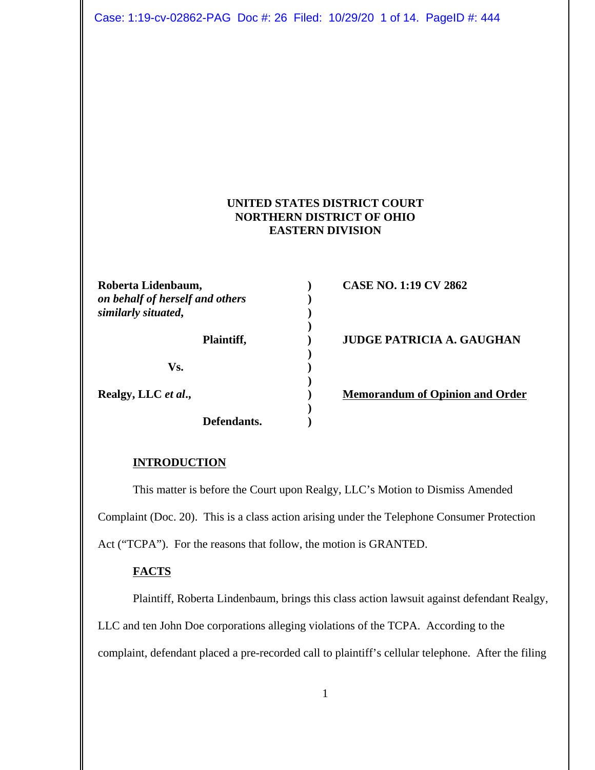**UNITED STATES DISTRICT COURT**
**NORTHERN DISTRICT OF OHIO**
**EASTERN DIVISION**

| | | |
|---|---|---|
| **Roberta Lidenbaum,** *on behalf of herself and others similarly situated,* | ) | **CASE NO. 1:19 CV 2862** |
| **Plaintiff,** | ) | **JUDGE PATRICIA A. GAUGHAN** |
| **Vs.** | ) | |
| **Realgy, LLC** ***et al.*****,** | ) | **Memorandum of Opinion and Order** |
| **Defendants.** | ) | |

## INTRODUCTION

This matter is before the Court upon Realgy, LLC's Motion to Dismiss Amended Complaint (Doc. 20). This is a class action arising under the Telephone Consumer Protection Act ("TCPA"). For the reasons that follow, the motion is GRANTED.

## FACTS

Plaintiff, Roberta Lindenbaum, brings this class action lawsuit against defendant Realgy, LLC and ten John Doe corporations alleging violations of the TCPA. According to the complaint, defendant placed a pre-recorded call to plaintiff's cellular telephone. After the filing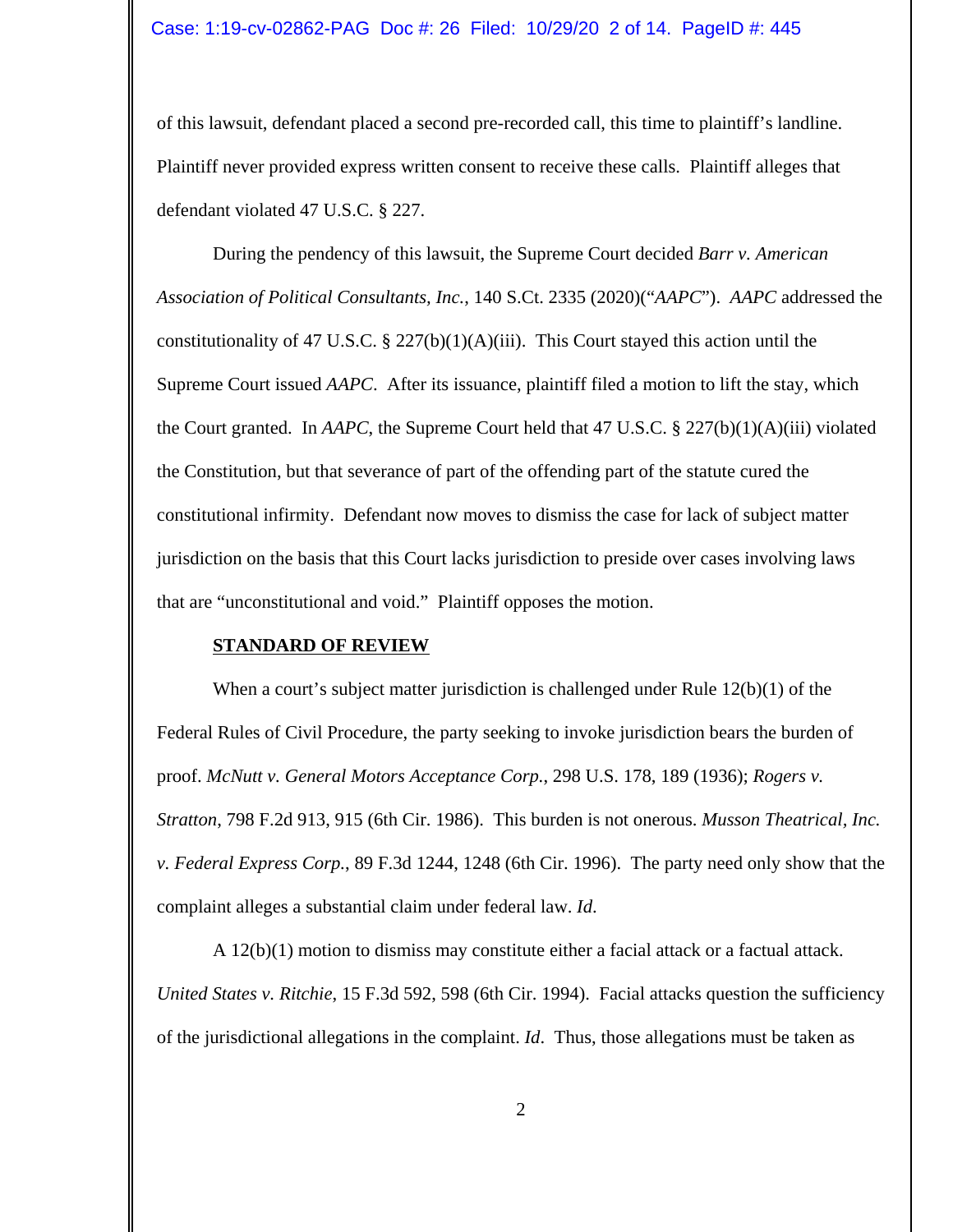of this lawsuit, defendant placed a second pre-recorded call, this time to plaintiff's landline. Plaintiff never provided express written consent to receive these calls. Plaintiff alleges that defendant violated 47 U.S.C. § 227.

During the pendency of this lawsuit, the Supreme Court decided *Barr v. American Association of Political Consultants, Inc.*, 140 S.Ct. 2335 (2020)("*AAPC*"). *AAPC* addressed the constitutionality of 47 U.S.C. § 227(b)(1)(A)(iii). This Court stayed this action until the Supreme Court issued *AAPC*. After its issuance, plaintiff filed a motion to lift the stay, which the Court granted. In *AAPC*, the Supreme Court held that 47 U.S.C. § 227(b)(1)(A)(iii) violated the Constitution, but that severance of part of the offending part of the statute cured the constitutional infirmity. Defendant now moves to dismiss the case for lack of subject matter jurisdiction on the basis that this Court lacks jurisdiction to preside over cases involving laws that are "unconstitutional and void." Plaintiff opposes the motion.

**STANDARD OF REVIEW**

When a court's subject matter jurisdiction is challenged under Rule 12(b)(1) of the Federal Rules of Civil Procedure, the party seeking to invoke jurisdiction bears the burden of proof. *McNutt v. General Motors Acceptance Corp.*, 298 U.S. 178, 189 (1936); *Rogers v. Stratton*, 798 F.2d 913, 915 (6th Cir. 1986). This burden is not onerous. *Musson Theatrical, Inc. v. Federal Express Corp.*, 89 F.3d 1244, 1248 (6th Cir. 1996). The party need only show that the complaint alleges a substantial claim under federal law. *Id*.

A 12(b)(1) motion to dismiss may constitute either a facial attack or a factual attack. *United States v. Ritchie*, 15 F.3d 592, 598 (6th Cir. 1994). Facial attacks question the sufficiency of the jurisdictional allegations in the complaint. *Id*. Thus, those allegations must be taken as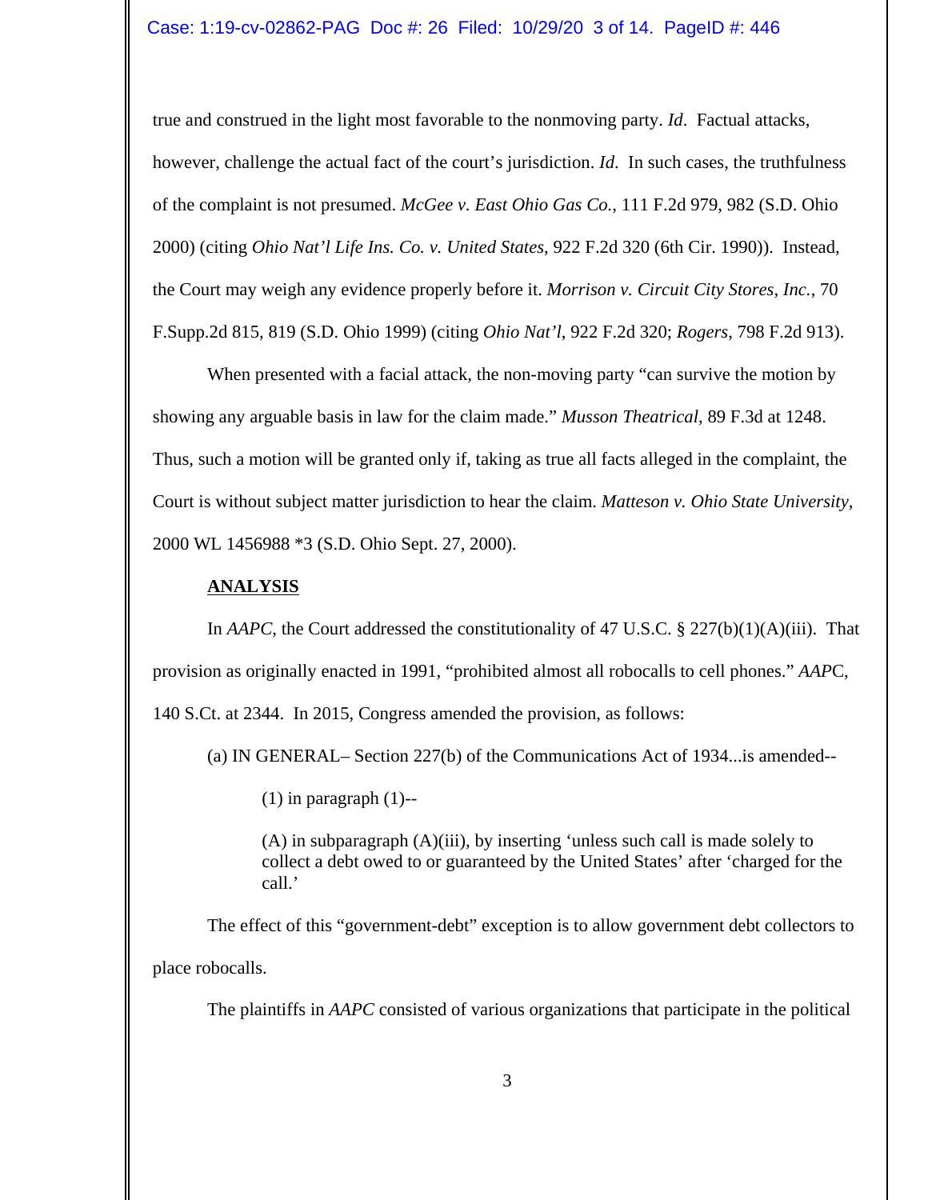true and construed in the light most favorable to the nonmoving party. *Id*. Factual attacks, however, challenge the actual fact of the court's jurisdiction. *Id*. In such cases, the truthfulness of the complaint is not presumed. *McGee v. East Ohio Gas Co.*, 111 F.2d 979, 982 (S.D. Ohio 2000) (citing *Ohio Nat'l Life Ins. Co. v. United States*, 922 F.2d 320 (6th Cir. 1990)). Instead, the Court may weigh any evidence properly before it. *Morrison v. Circuit City Stores, Inc.*, 70 F.Supp.2d 815, 819 (S.D. Ohio 1999) (citing *Ohio Nat'l*, 922 F.2d 320; *Rogers*, 798 F.2d 913).

When presented with a facial attack, the non-moving party "can survive the motion by showing any arguable basis in law for the claim made." *Musson Theatrical*, 89 F.3d at 1248. Thus, such a motion will be granted only if, taking as true all facts alleged in the complaint, the Court is without subject matter jurisdiction to hear the claim. *Matteson v. Ohio State University*, 2000 WL 1456988 *3 (S.D. Ohio Sept. 27, 2000).

**ANALYSIS**

In *AAPC*, the Court addressed the constitutionality of 47 U.S.C. § 227(b)(1)(A)(iii). That provision as originally enacted in 1991, "prohibited almost all robocalls to cell phones." *AAPC*, 140 S.Ct. at 2344. In 2015, Congress amended the provision, as follows:

> (a) IN GENERAL– Section 227(b) of the Communications Act of 1934...is amended--
>
> (1) in paragraph (1)--
>
> (A) in subparagraph (A)(iii), by inserting 'unless such call is made solely to collect a debt owed to or guaranteed by the United States' after 'charged for the call.'

The effect of this "government-debt" exception is to allow government debt collectors to place robocalls.

The plaintiffs in *AAPC* consisted of various organizations that participate in the political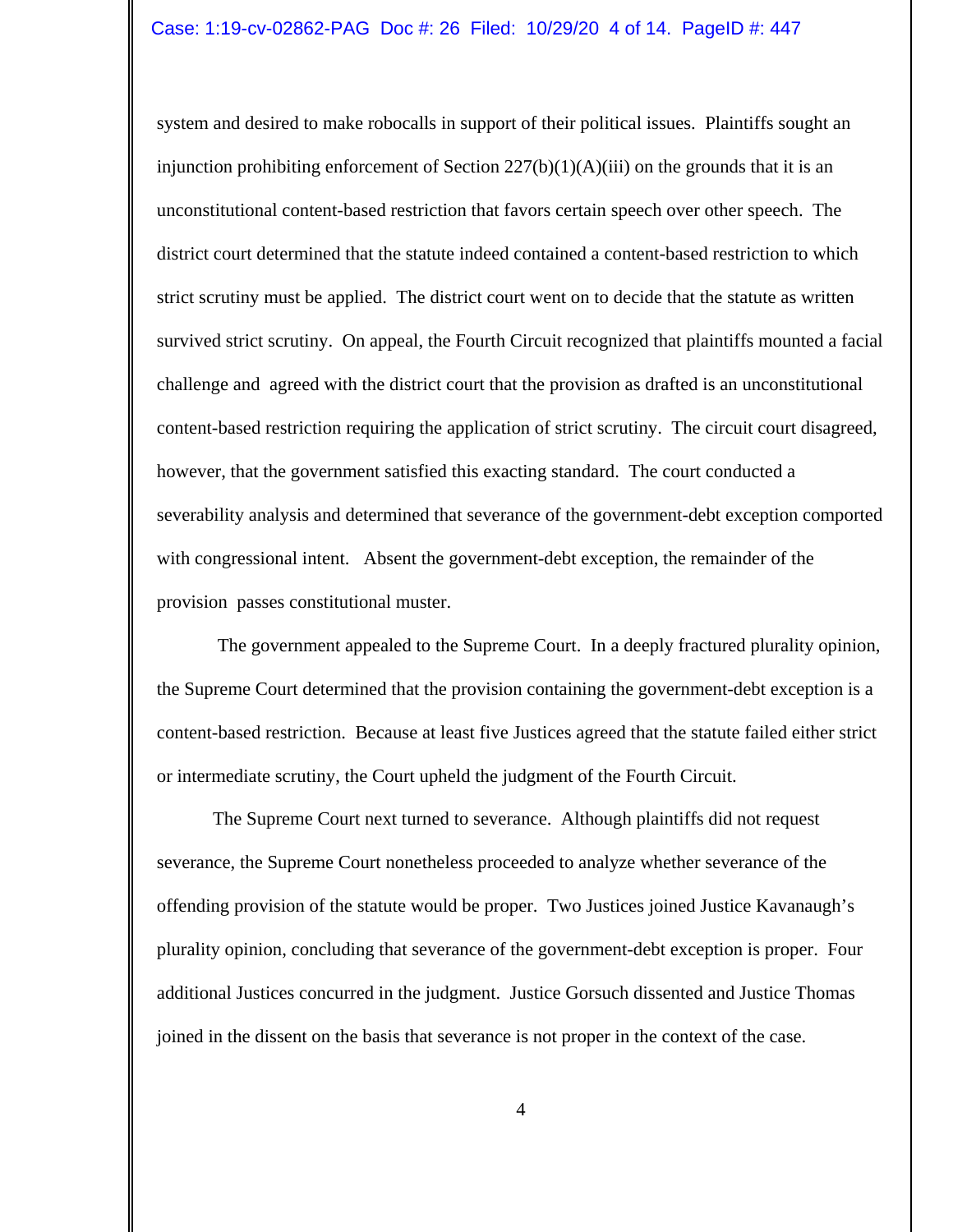system and desired to make robocalls in support of their political issues. Plaintiffs sought an injunction prohibiting enforcement of Section 227(b)(1)(A)(iii) on the grounds that it is an unconstitutional content-based restriction that favors certain speech over other speech. The district court determined that the statute indeed contained a content-based restriction to which strict scrutiny must be applied. The district court went on to decide that the statute as written survived strict scrutiny. On appeal, the Fourth Circuit recognized that plaintiffs mounted a facial challenge and agreed with the district court that the provision as drafted is an unconstitutional content-based restriction requiring the application of strict scrutiny. The circuit court disagreed, however, that the government satisfied this exacting standard. The court conducted a severability analysis and determined that severance of the government-debt exception comported with congressional intent. Absent the government-debt exception, the remainder of the provision passes constitutional muster.

The government appealed to the Supreme Court. In a deeply fractured plurality opinion, the Supreme Court determined that the provision containing the government-debt exception is a content-based restriction. Because at least five Justices agreed that the statute failed either strict or intermediate scrutiny, the Court upheld the judgment of the Fourth Circuit.

The Supreme Court next turned to severance. Although plaintiffs did not request severance, the Supreme Court nonetheless proceeded to analyze whether severance of the offending provision of the statute would be proper. Two Justices joined Justice Kavanaugh's plurality opinion, concluding that severance of the government-debt exception is proper. Four additional Justices concurred in the judgment. Justice Gorsuch dissented and Justice Thomas joined in the dissent on the basis that severance is not proper in the context of the case.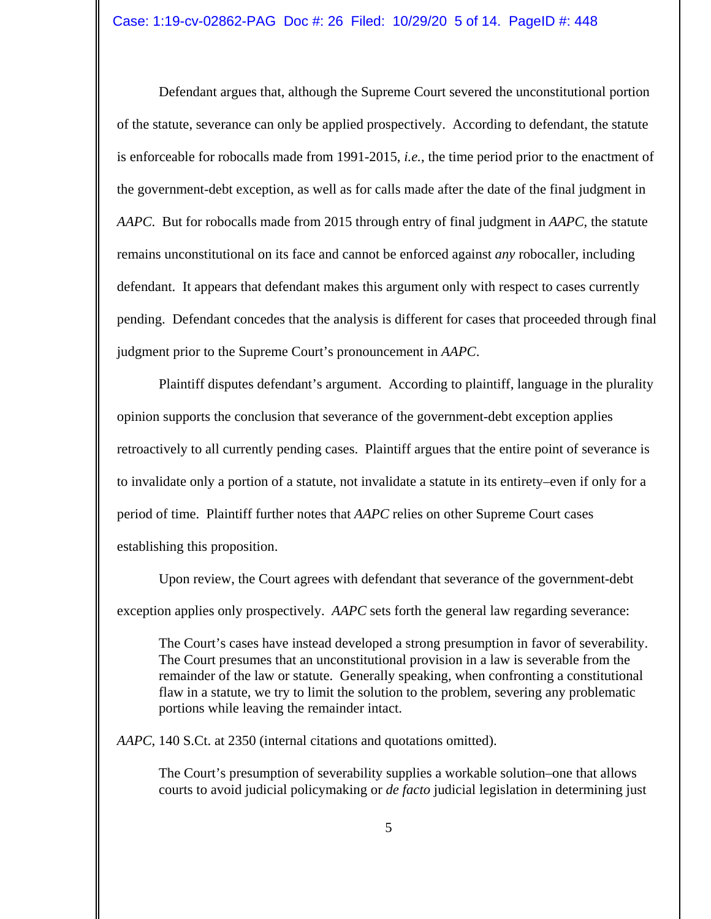Defendant argues that, although the Supreme Court severed the unconstitutional portion of the statute, severance can only be applied prospectively. According to defendant, the statute is enforceable for robocalls made from 1991-2015, *i.e.*, the time period prior to the enactment of the government-debt exception, as well as for calls made after the date of the final judgment in *AAPC*. But for robocalls made from 2015 through entry of final judgment in *AAPC*, the statute remains unconstitutional on its face and cannot be enforced against *any* robocaller, including defendant. It appears that defendant makes this argument only with respect to cases currently pending. Defendant concedes that the analysis is different for cases that proceeded through final judgment prior to the Supreme Court's pronouncement in *AAPC*.

Plaintiff disputes defendant's argument. According to plaintiff, language in the plurality opinion supports the conclusion that severance of the government-debt exception applies retroactively to all currently pending cases. Plaintiff argues that the entire point of severance is to invalidate only a portion of a statute, not invalidate a statute in its entirety–even if only for a period of time. Plaintiff further notes that *AAPC* relies on other Supreme Court cases establishing this proposition.

Upon review, the Court agrees with defendant that severance of the government-debt exception applies only prospectively. *AAPC* sets forth the general law regarding severance:

> The Court's cases have instead developed a strong presumption in favor of severability. The Court presumes that an unconstitutional provision in a law is severable from the remainder of the law or statute. Generally speaking, when confronting a constitutional flaw in a statute, we try to limit the solution to the problem, severing any problematic portions while leaving the remainder intact.

*AAPC*, 140 S.Ct. at 2350 (internal citations and quotations omitted).

> The Court's presumption of severability supplies a workable solution–one that allows courts to avoid judicial policymaking or *de facto* judicial legislation in determining just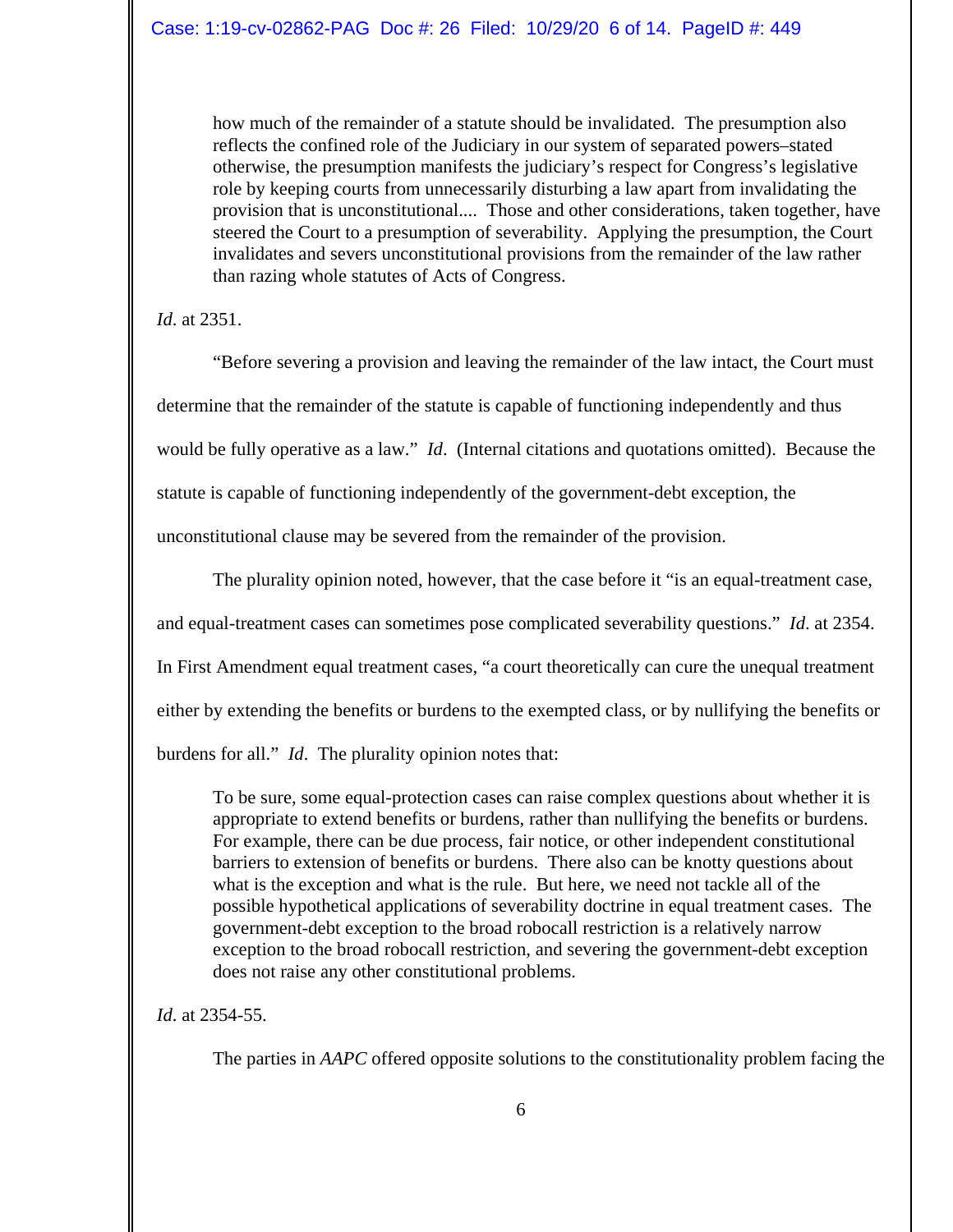> how much of the remainder of a statute should be invalidated. The presumption also reflects the confined role of the Judiciary in our system of separated powers–stated otherwise, the presumption manifests the judiciary's respect for Congress's legislative role by keeping courts from unnecessarily disturbing a law apart from invalidating the provision that is unconstitutional.... Those and other considerations, taken together, have steered the Court to a presumption of severability. Applying the presumption, the Court invalidates and severs unconstitutional provisions from the remainder of the law rather than razing whole statutes of Acts of Congress.

*Id*. at 2351.

"Before severing a provision and leaving the remainder of the law intact, the Court must determine that the remainder of the statute is capable of functioning independently and thus would be fully operative as a law." *Id*. (Internal citations and quotations omitted). Because the statute is capable of functioning independently of the government-debt exception, the unconstitutional clause may be severed from the remainder of the provision.

The plurality opinion noted, however, that the case before it "is an equal-treatment case, and equal-treatment cases can sometimes pose complicated severability questions." *Id*. at 2354. In First Amendment equal treatment cases, "a court theoretically can cure the unequal treatment either by extending the benefits or burdens to the exempted class, or by nullifying the benefits or burdens for all." *Id*. The plurality opinion notes that:

> To be sure, some equal-protection cases can raise complex questions about whether it is appropriate to extend benefits or burdens, rather than nullifying the benefits or burdens. For example, there can be due process, fair notice, or other independent constitutional barriers to extension of benefits or burdens. There also can be knotty questions about what is the exception and what is the rule. But here, we need not tackle all of the possible hypothetical applications of severability doctrine in equal treatment cases. The government-debt exception to the broad robocall restriction is a relatively narrow exception to the broad robocall restriction, and severing the government-debt exception does not raise any other constitutional problems.

*Id*. at 2354-55.

The parties in *AAPC* offered opposite solutions to the constitutionality problem facing the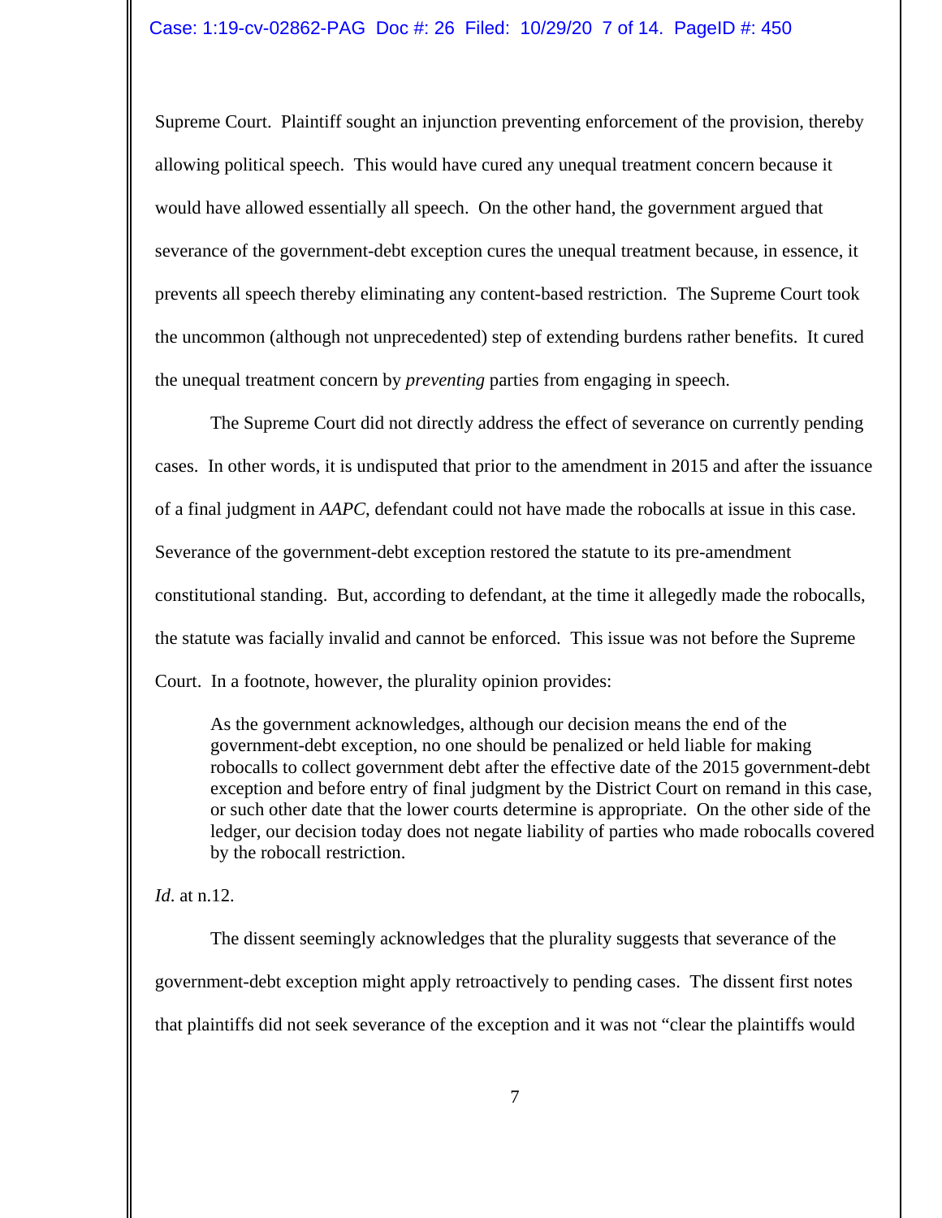Supreme Court. Plaintiff sought an injunction preventing enforcement of the provision, thereby allowing political speech. This would have cured any unequal treatment concern because it would have allowed essentially all speech. On the other hand, the government argued that severance of the government-debt exception cures the unequal treatment because, in essence, it prevents all speech thereby eliminating any content-based restriction. The Supreme Court took the uncommon (although not unprecedented) step of extending burdens rather benefits. It cured the unequal treatment concern by *preventing* parties from engaging in speech.

The Supreme Court did not directly address the effect of severance on currently pending cases. In other words, it is undisputed that prior to the amendment in 2015 and after the issuance of a final judgment in *AAPC*, defendant could not have made the robocalls at issue in this case. Severance of the government-debt exception restored the statute to its pre-amendment constitutional standing. But, according to defendant, at the time it allegedly made the robocalls, the statute was facially invalid and cannot be enforced. This issue was not before the Supreme Court. In a footnote, however, the plurality opinion provides:

> As the government acknowledges, although our decision means the end of the government-debt exception, no one should be penalized or held liable for making robocalls to collect government debt after the effective date of the 2015 government-debt exception and before entry of final judgment by the District Court on remand in this case, or such other date that the lower courts determine is appropriate. On the other side of the ledger, our decision today does not negate liability of parties who made robocalls covered by the robocall restriction.

*Id*. at n.12.

The dissent seemingly acknowledges that the plurality suggests that severance of the government-debt exception might apply retroactively to pending cases. The dissent first notes that plaintiffs did not seek severance of the exception and it was not "clear the plaintiffs would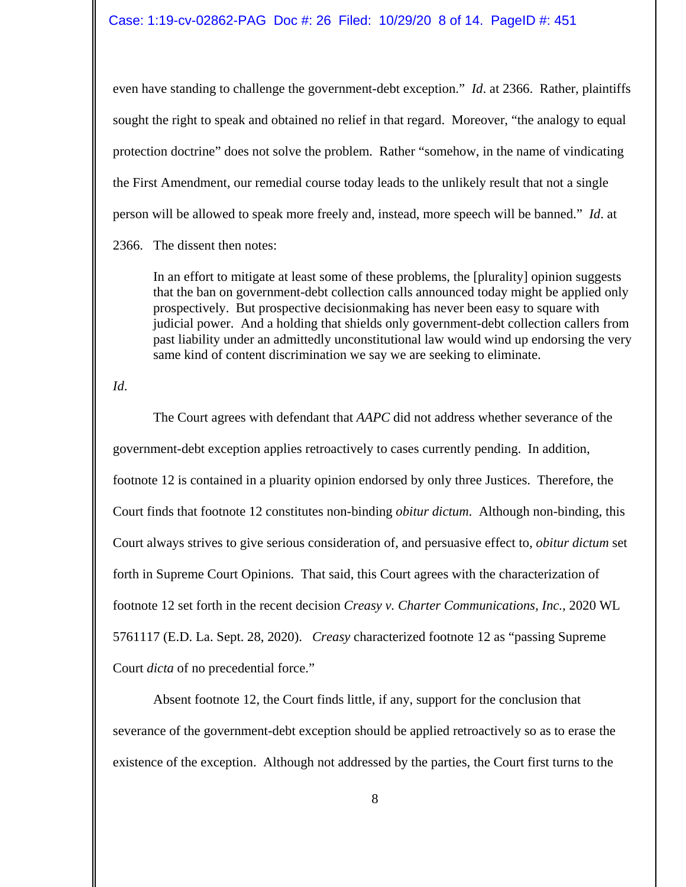even have standing to challenge the government-debt exception." *Id*. at 2366. Rather, plaintiffs sought the right to speak and obtained no relief in that regard. Moreover, "the analogy to equal protection doctrine" does not solve the problem. Rather "somehow, in the name of vindicating the First Amendment, our remedial course today leads to the unlikely result that not a single person will be allowed to speak more freely and, instead, more speech will be banned." *Id*. at 2366. The dissent then notes:

> In an effort to mitigate at least some of these problems, the [plurality] opinion suggests that the ban on government-debt collection calls announced today might be applied only prospectively. But prospective decisionmaking has never been easy to square with judicial power. And a holding that shields only government-debt collection callers from past liability under an admittedly unconstitutional law would wind up endorsing the very same kind of content discrimination we say we are seeking to eliminate.

*Id*.

The Court agrees with defendant that *AAPC* did not address whether severance of the government-debt exception applies retroactively to cases currently pending. In addition, footnote 12 is contained in a pluarity opinion endorsed by only three Justices. Therefore, the Court finds that footnote 12 constitutes non-binding *obitur dictum*. Although non-binding, this Court always strives to give serious consideration of, and persuasive effect to, *obitur dictum* set forth in Supreme Court Opinions. That said, this Court agrees with the characterization of footnote 12 set forth in the recent decision *Creasy v. Charter Communications, Inc.*, 2020 WL 5761117 (E.D. La. Sept. 28, 2020). *Creasy* characterized footnote 12 as "passing Supreme Court *dicta* of no precedential force."

Absent footnote 12, the Court finds little, if any, support for the conclusion that severance of the government-debt exception should be applied retroactively so as to erase the existence of the exception. Although not addressed by the parties, the Court first turns to the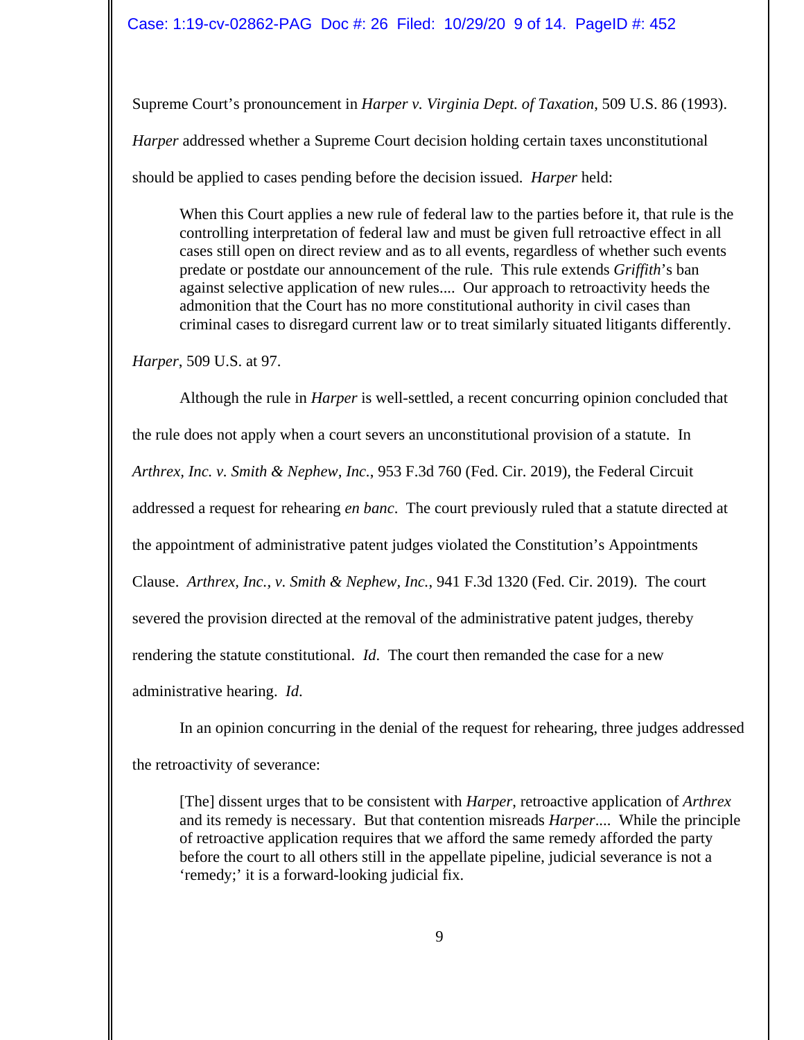Supreme Court's pronouncement in *Harper v. Virginia Dept. of Taxation*, 509 U.S. 86 (1993). *Harper* addressed whether a Supreme Court decision holding certain taxes unconstitutional should be applied to cases pending before the decision issued. *Harper* held:

> When this Court applies a new rule of federal law to the parties before it, that rule is the controlling interpretation of federal law and must be given full retroactive effect in all cases still open on direct review and as to all events, regardless of whether such events predate or postdate our announcement of the rule. This rule extends *Griffith*'s ban against selective application of new rules.... Our approach to retroactivity heeds the admonition that the Court has no more constitutional authority in civil cases than criminal cases to disregard current law or to treat similarly situated litigants differently.

*Harper*, 509 U.S. at 97.

Although the rule in *Harper* is well-settled, a recent concurring opinion concluded that the rule does not apply when a court severs an unconstitutional provision of a statute. In *Arthrex, Inc. v. Smith & Nephew, Inc.*, 953 F.3d 760 (Fed. Cir. 2019), the Federal Circuit addressed a request for rehearing *en banc*. The court previously ruled that a statute directed at the appointment of administrative patent judges violated the Constitution's Appointments Clause. *Arthrex, Inc., v. Smith & Nephew, Inc.*, 941 F.3d 1320 (Fed. Cir. 2019). The court severed the provision directed at the removal of the administrative patent judges, thereby rendering the statute constitutional. *Id*. The court then remanded the case for a new administrative hearing. *Id*.

In an opinion concurring in the denial of the request for rehearing, three judges addressed the retroactivity of severance:

> [The] dissent urges that to be consistent with *Harper*, retroactive application of *Arthrex* and its remedy is necessary. But that contention misreads *Harper*.... While the principle of retroactive application requires that we afford the same remedy afforded the party before the court to all others still in the appellate pipeline, judicial severance is not a 'remedy;' it is a forward-looking judicial fix.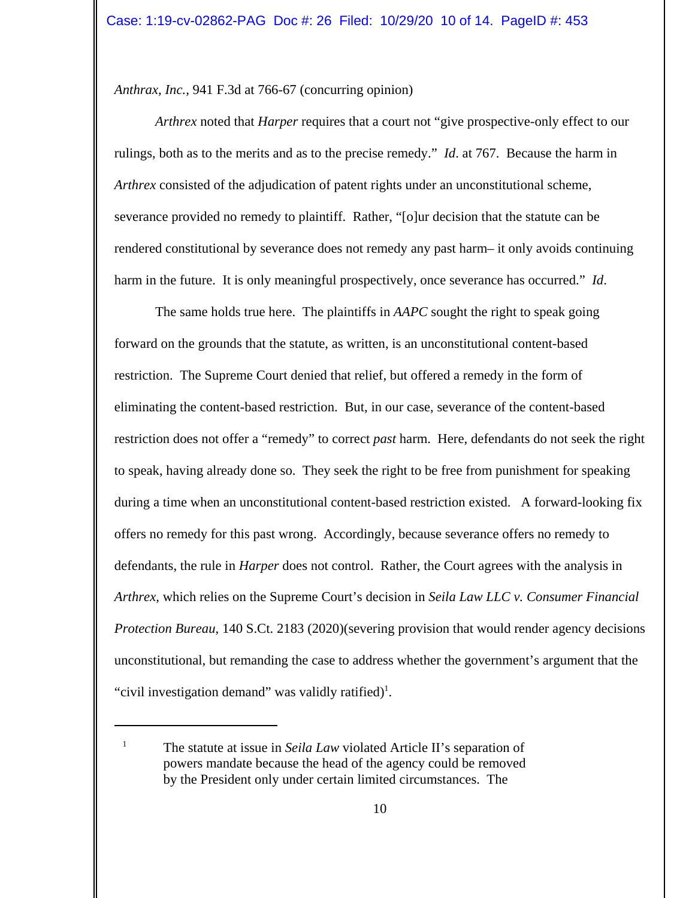*Anthrax, Inc.,* 941 F.3d at 766-67 (concurring opinion)

*Arthrex* noted that *Harper* requires that a court not "give prospective-only effect to our rulings, both as to the merits and as to the precise remedy." *Id*. at 767. Because the harm in *Arthrex* consisted of the adjudication of patent rights under an unconstitutional scheme, severance provided no remedy to plaintiff. Rather, "[o]ur decision that the statute can be rendered constitutional by severance does not remedy any past harm– it only avoids continuing harm in the future. It is only meaningful prospectively, once severance has occurred." *Id*.

The same holds true here. The plaintiffs in *AAPC* sought the right to speak going forward on the grounds that the statute, as written, is an unconstitutional content-based restriction. The Supreme Court denied that relief, but offered a remedy in the form of eliminating the content-based restriction. But, in our case, severance of the content-based restriction does not offer a "remedy" to correct *past* harm. Here, defendants do not seek the right to speak, having already done so. They seek the right to be free from punishment for speaking during a time when an unconstitutional content-based restriction existed. A forward-looking fix offers no remedy for this past wrong. Accordingly, because severance offers no remedy to defendants, the rule in *Harper* does not control. Rather, the Court agrees with the analysis in *Arthrex*, which relies on the Supreme Court's decision in *Seila Law LLC v. Consumer Financial Protection Bureau*, 140 S.Ct. 2183 (2020)(severing provision that would render agency decisions unconstitutional, but remanding the case to address whether the government's argument that the "civil investigation demand" was validly ratified)[1].

---

[1] The statute at issue in *Seila Law* violated Article II's separation of powers mandate because the head of the agency could be removed by the President only under certain limited circumstances. The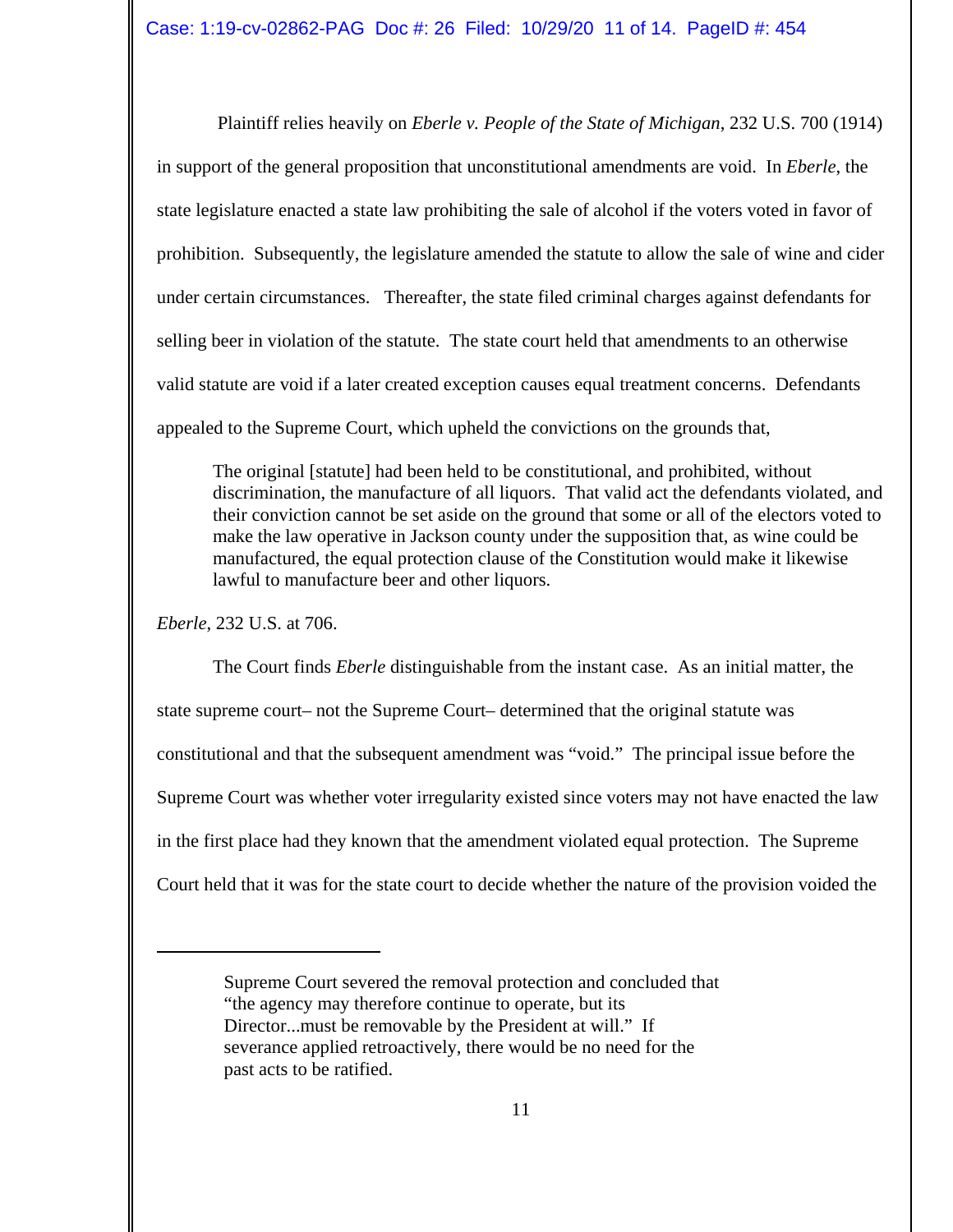Plaintiff relies heavily on *Eberle v. People of the State of Michigan*, 232 U.S. 700 (1914) in support of the general proposition that unconstitutional amendments are void. In *Eberle*, the state legislature enacted a state law prohibiting the sale of alcohol if the voters voted in favor of prohibition. Subsequently, the legislature amended the statute to allow the sale of wine and cider under certain circumstances. Thereafter, the state filed criminal charges against defendants for selling beer in violation of the statute. The state court held that amendments to an otherwise valid statute are void if a later created exception causes equal treatment concerns. Defendants appealed to the Supreme Court, which upheld the convictions on the grounds that,

> The original [statute] had been held to be constitutional, and prohibited, without discrimination, the manufacture of all liquors. That valid act the defendants violated, and their conviction cannot be set aside on the ground that some or all of the electors voted to make the law operative in Jackson county under the supposition that, as wine could be manufactured, the equal protection clause of the Constitution would make it likewise lawful to manufacture beer and other liquors.

*Eberle*, 232 U.S. at 706.

The Court finds *Eberle* distinguishable from the instant case. As an initial matter, the state supreme court– not the Supreme Court– determined that the original statute was constitutional and that the subsequent amendment was "void." The principal issue before the Supreme Court was whether voter irregularity existed since voters may not have enacted the law in the first place had they known that the amendment violated equal protection. The Supreme Court held that it was for the state court to decide whether the nature of the provision voided the

---

Supreme Court severed the removal protection and concluded that "the agency may therefore continue to operate, but its Director...must be removable by the President at will." If severance applied retroactively, there would be no need for the past acts to be ratified.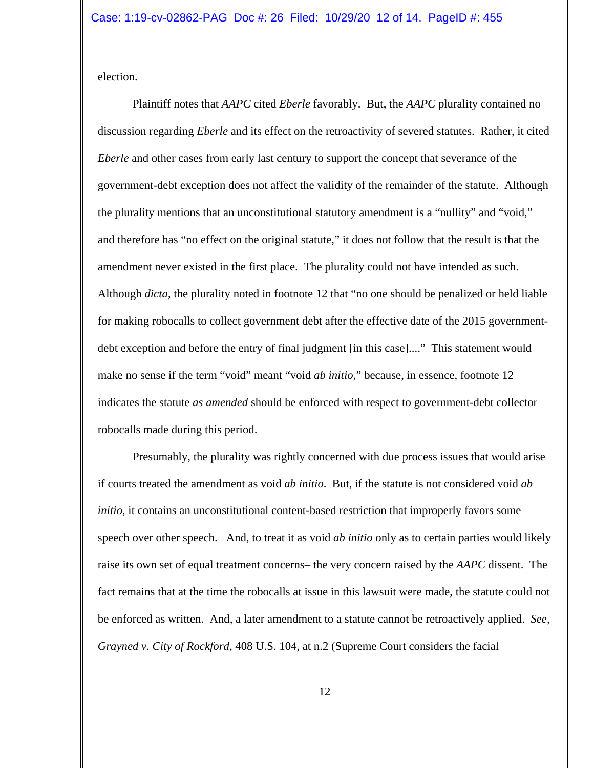election.

Plaintiff notes that *AAPC* cited *Eberle* favorably. But, the *AAPC* plurality contained no discussion regarding *Eberle* and its effect on the retroactivity of severed statutes. Rather, it cited *Eberle* and other cases from early last century to support the concept that severance of the government-debt exception does not affect the validity of the remainder of the statute. Although the plurality mentions that an unconstitutional statutory amendment is a "nullity" and "void," and therefore has "no effect on the original statute," it does not follow that the result is that the amendment never existed in the first place. The plurality could not have intended as such. Although *dicta*, the plurality noted in footnote 12 that "no one should be penalized or held liable for making robocalls to collect government debt after the effective date of the 2015 government-debt exception and before the entry of final judgment [in this case]...." This statement would make no sense if the term "void" meant "void *ab initio*," because, in essence, footnote 12 indicates the statute *as amended* should be enforced with respect to government-debt collector robocalls made during this period.

Presumably, the plurality was rightly concerned with due process issues that would arise if courts treated the amendment as void *ab initio*. But, if the statute is not considered void *ab initio*, it contains an unconstitutional content-based restriction that improperly favors some speech over other speech. And, to treat it as void *ab initio* only as to certain parties would likely raise its own set of equal treatment concerns– the very concern raised by the *AAPC* dissent. The fact remains that at the time the robocalls at issue in this lawsuit were made, the statute could not be enforced as written. And, a later amendment to a statute cannot be retroactively applied. *See*, *Grayned v. City of Rockford*, 408 U.S. 104, at n.2 (Supreme Court considers the facial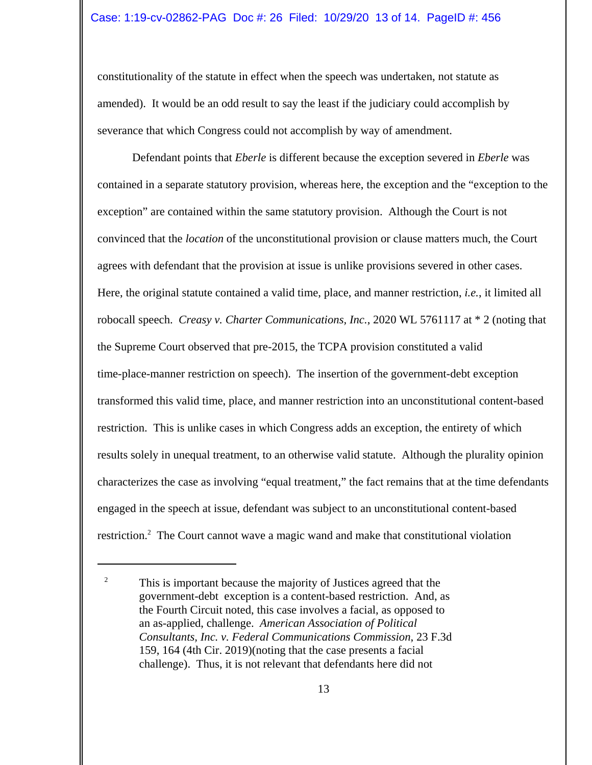constitutionality of the statute in effect when the speech was undertaken, not statute as amended). It would be an odd result to say the least if the judiciary could accomplish by severance that which Congress could not accomplish by way of amendment.

Defendant points that *Eberle* is different because the exception severed in *Eberle* was contained in a separate statutory provision, whereas here, the exception and the "exception to the exception" are contained within the same statutory provision. Although the Court is not convinced that the *location* of the unconstitutional provision or clause matters much, the Court agrees with defendant that the provision at issue is unlike provisions severed in other cases. Here, the original statute contained a valid time, place, and manner restriction, *i.e.*, it limited all robocall speech. *Creasy v. Charter Communications, Inc.*, 2020 WL 5761117 at * 2 (noting that the Supreme Court observed that pre-2015, the TCPA provision constituted a valid time-place-manner restriction on speech). The insertion of the government-debt exception transformed this valid time, place, and manner restriction into an unconstitutional content-based restriction. This is unlike cases in which Congress adds an exception, the entirety of which results solely in unequal treatment, to an otherwise valid statute. Although the plurality opinion characterizes the case as involving "equal treatment," the fact remains that at the time defendants engaged in the speech at issue, defendant was subject to an unconstitutional content-based restriction.[2] The Court cannot wave a magic wand and make that constitutional violation

---

[2] This is important because the majority of Justices agreed that the government-debt exception is a content-based restriction. And, as the Fourth Circuit noted, this case involves a facial, as opposed to an as-applied, challenge. *American Association of Political Consultants, Inc. v. Federal Communications Commission*, 23 F.3d 159, 164 (4th Cir. 2019)(noting that the case presents a facial challenge). Thus, it is not relevant that defendants here did not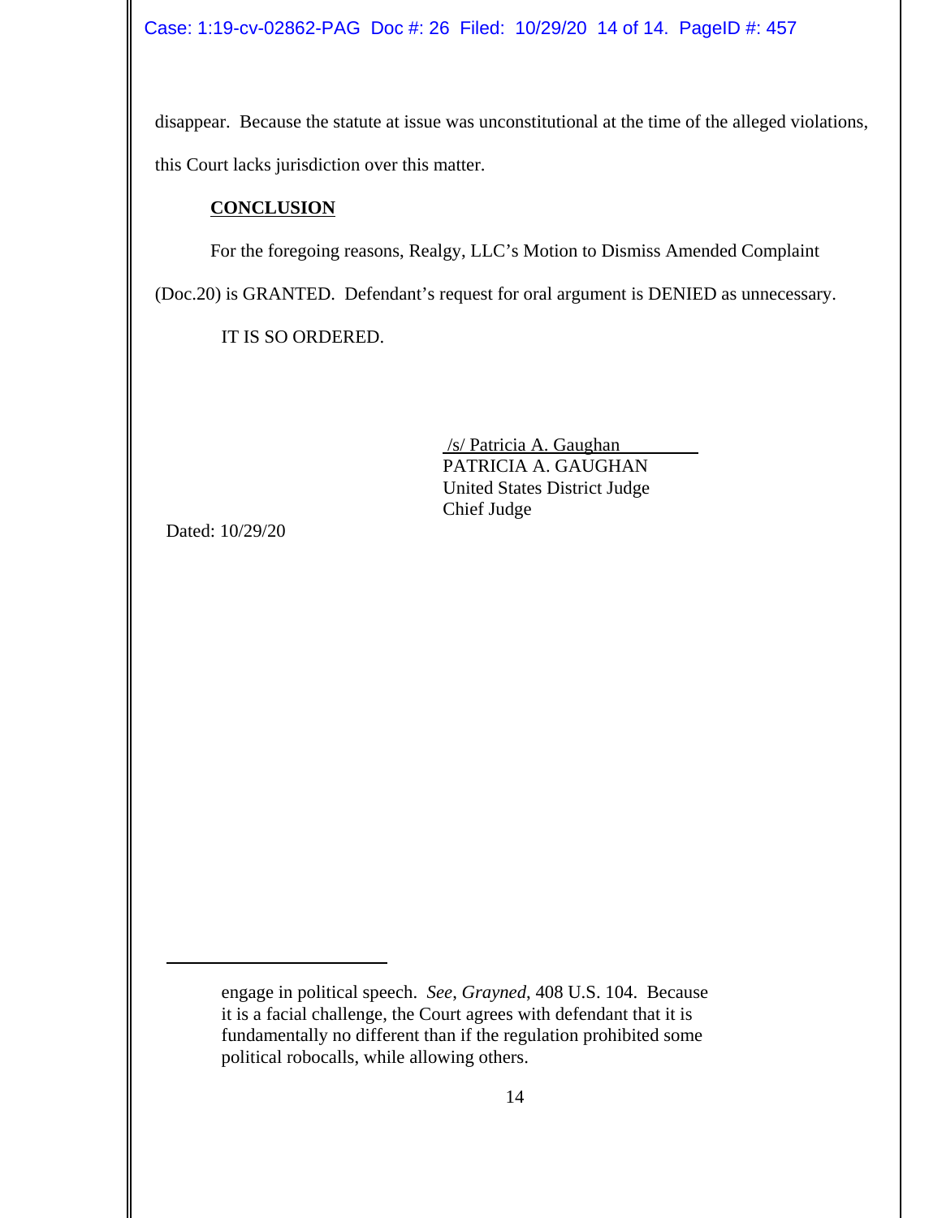disappear. Because the statute at issue was unconstitutional at the time of the alleged violations, this Court lacks jurisdiction over this matter.

**CONCLUSION**

For the foregoing reasons, Realgy, LLC's Motion to Dismiss Amended Complaint (Doc.20) is GRANTED. Defendant's request for oral argument is DENIED as unnecessary.

IT IS SO ORDERED.

/s/ Patricia A. Gaughan
PATRICIA A. GAUGHAN
United States District Judge
Chief Judge

Dated: 10/29/20

---

engage in political speech. *See*, *Grayned*, 408 U.S. 104. Because it is a facial challenge, the Court agrees with defendant that it is fundamentally no different than if the regulation prohibited some political robocalls, while allowing others.